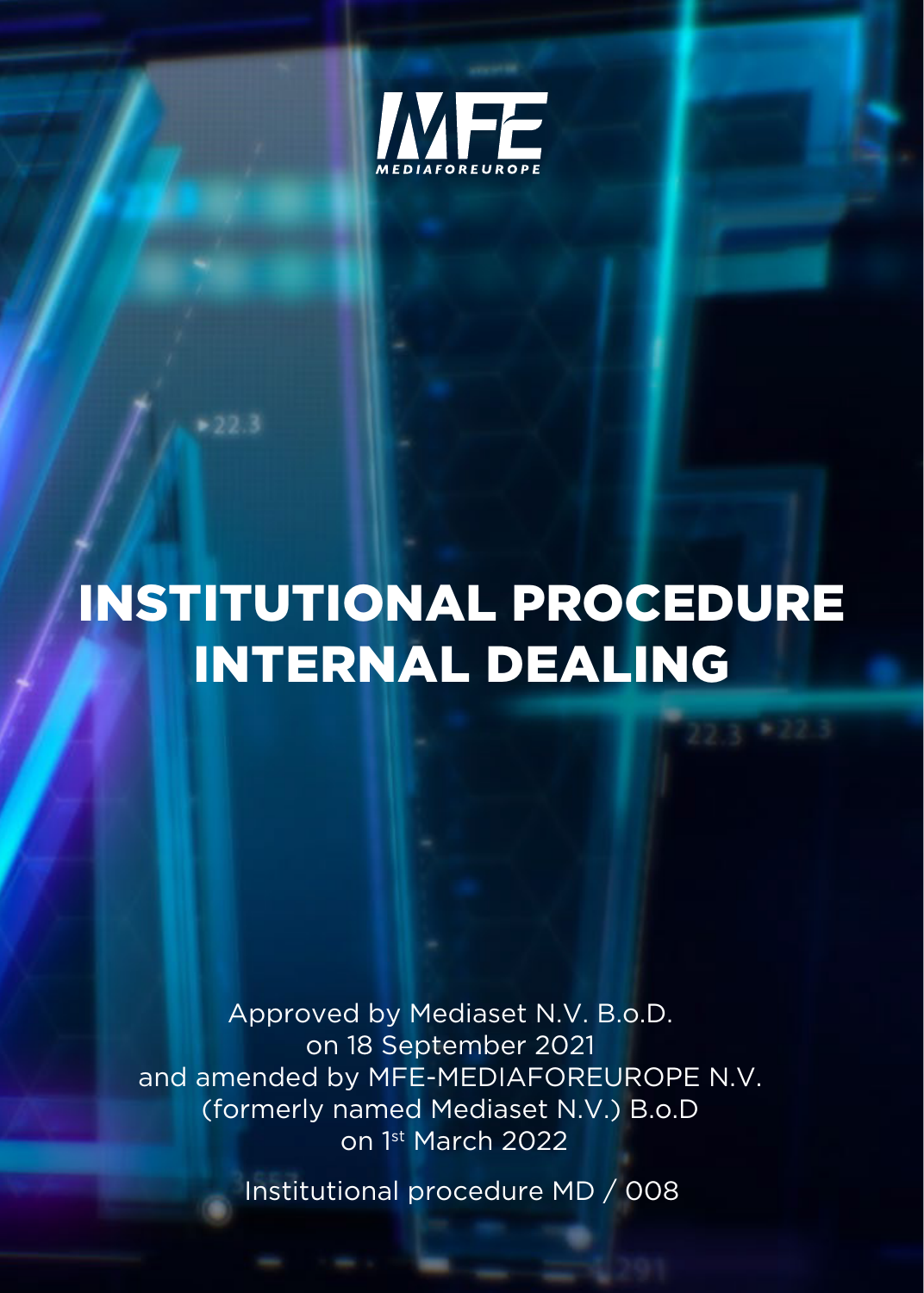MEDIAFOREUROPE

# INSTITUTIONAL PROCEDURE INTERNAL DEALING

Approved by Mediaset N.V. B.o.D.
on 18 September 2021
and amended by MFE-MEDIAFOREUROPE N.V.
(formerly named Mediaset N.V.) B.o.D
on 1st March 2022

Institutional procedure MD / 008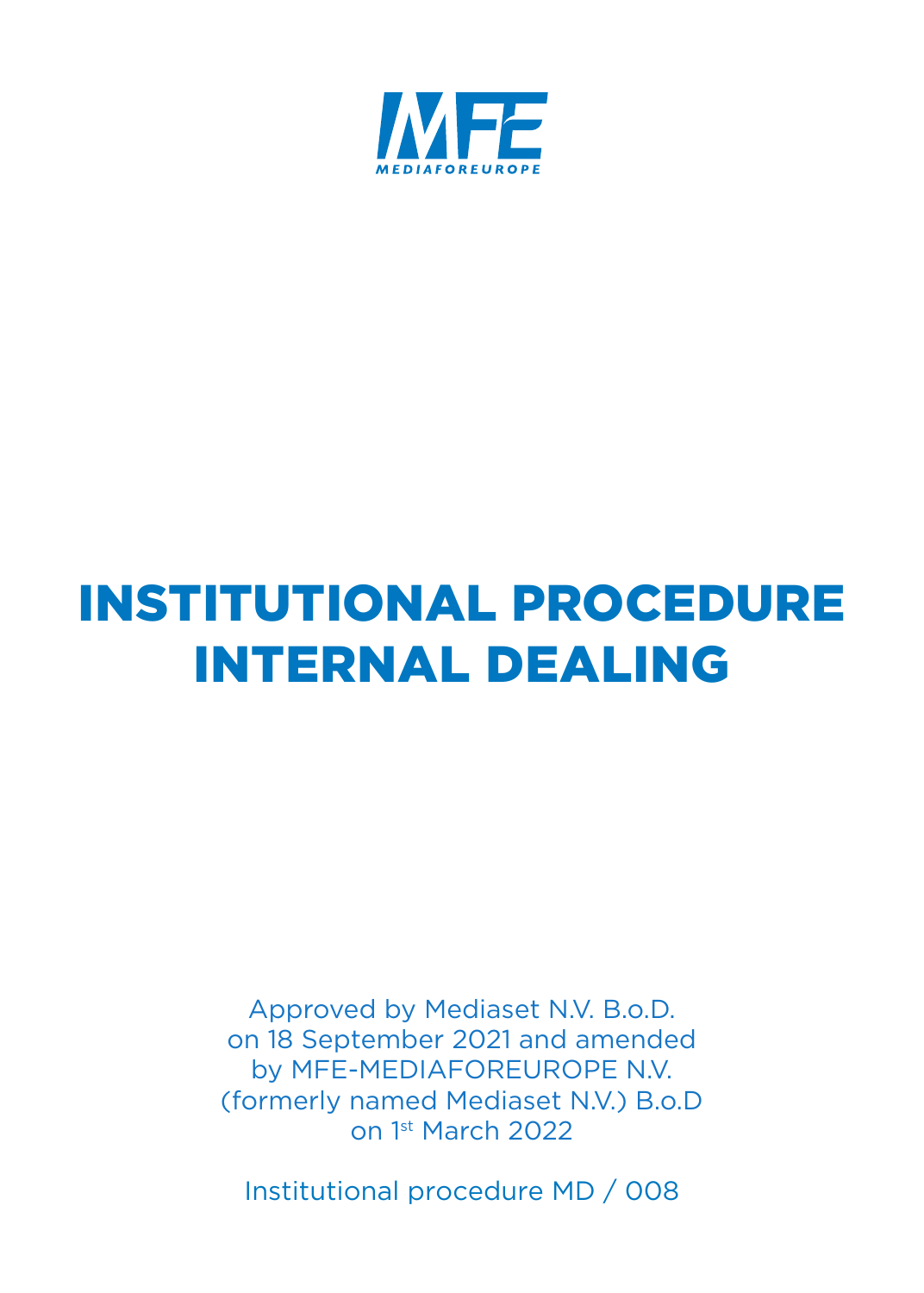# INSTITUTIONAL PROCEDURE INTERNAL DEALING

Approved by Mediaset N.V. B.o.D.
on 18 September 2021 and amended
by MFE-MEDIAFOREUROPE N.V.
(formerly named Mediaset N.V.) B.o.D
on 1st March 2022

Institutional procedure MD / 008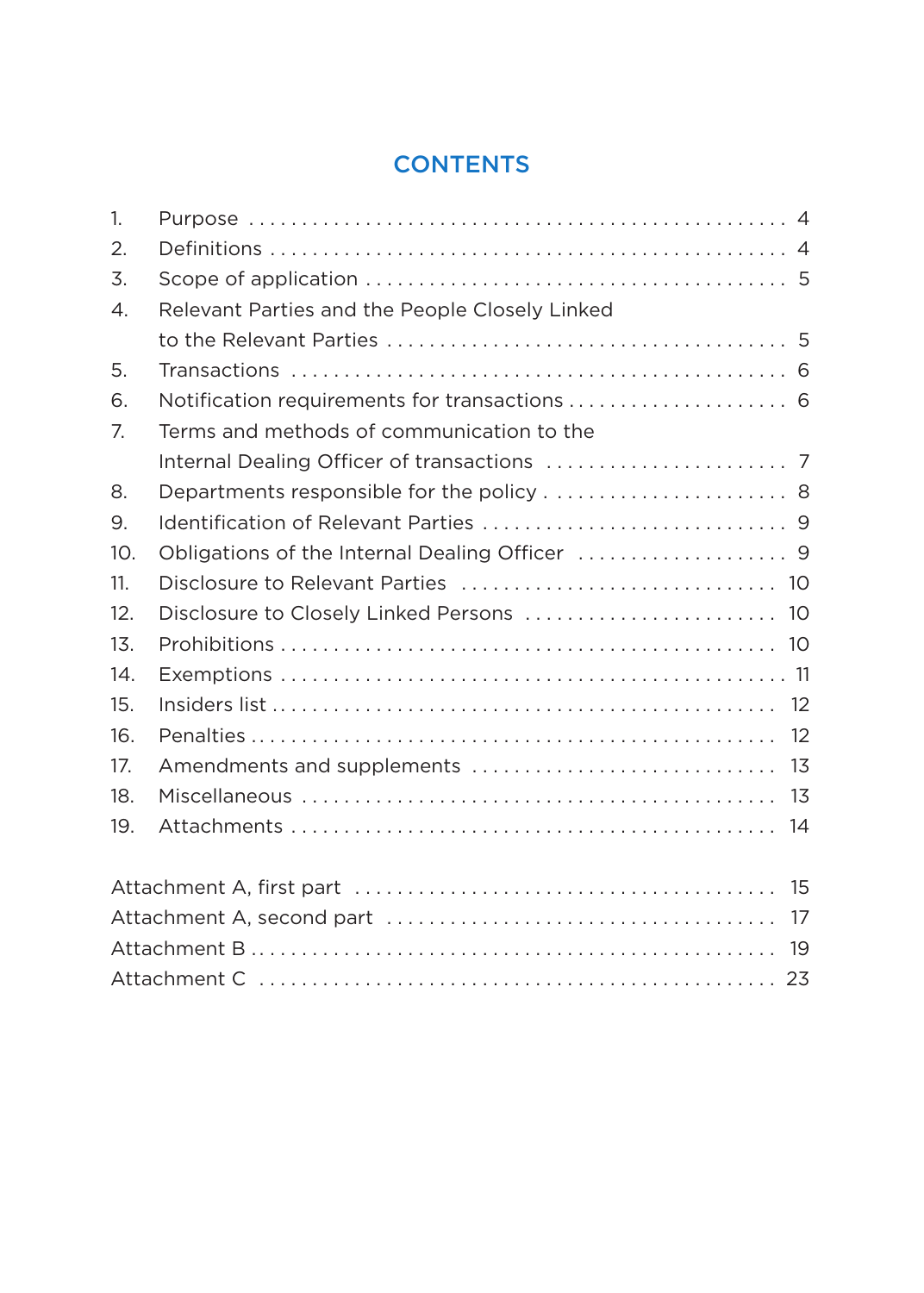# CONTENTS

| | | |
|---|---|---|
| 1. | Purpose | 4 |
| 2. | Definitions | 4 |
| 3. | Scope of application | 5 |
| 4. | Relevant Parties and the People Closely Linked to the Relevant Parties | 5 |
| 5. | Transactions | 6 |
| 6. | Notification requirements for transactions | 6 |
| 7. | Terms and methods of communication to the Internal Dealing Officer of transactions | 7 |
| 8. | Departments responsible for the policy | 8 |
| 9. | Identification of Relevant Parties | 9 |
| 10. | Obligations of the Internal Dealing Officer | 9 |
| 11. | Disclosure to Relevant Parties | 10 |
| 12. | Disclosure to Closely Linked Persons | 10 |
| 13. | Prohibitions | 10 |
| 14. | Exemptions | 11 |
| 15. | Insiders list | 12 |
| 16. | Penalties | 12 |
| 17. | Amendments and supplements | 13 |
| 18. | Miscellaneous | 13 |
| 19. | Attachments | 14 |

| | |
|---|---|
| Attachment A, first part | 15 |
| Attachment A, second part | 17 |
| Attachment B | 19 |
| Attachment C | 23 |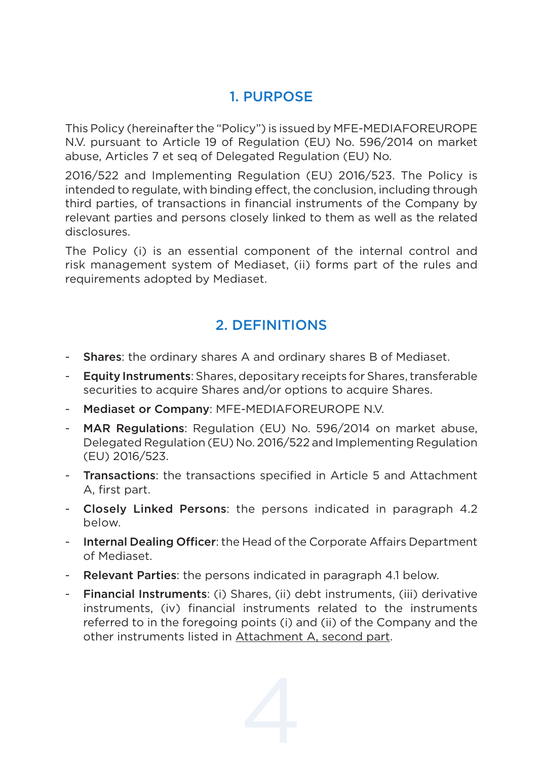## 1. PURPOSE

This Policy (hereinafter the "Policy") is issued by MFE-MEDIAFOREUROPE N.V. pursuant to Article 19 of Regulation (EU) No. 596/2014 on market abuse, Articles 7 et seq of Delegated Regulation (EU) No.

2016/522 and Implementing Regulation (EU) 2016/523. The Policy is intended to regulate, with binding effect, the conclusion, including through third parties, of transactions in financial instruments of the Company by relevant parties and persons closely linked to them as well as the related disclosures.

The Policy (i) is an essential component of the internal control and risk management system of Mediaset, (ii) forms part of the rules and requirements adopted by Mediaset.

## 2. DEFINITIONS

- **Shares**: the ordinary shares A and ordinary shares B of Mediaset.
- **Equity Instruments**: Shares, depositary receipts for Shares, transferable securities to acquire Shares and/or options to acquire Shares.
- **Mediaset or Company**: MFE-MEDIAFOREUROPE N.V.
- **MAR Regulations**: Regulation (EU) No. 596/2014 on market abuse, Delegated Regulation (EU) No. 2016/522 and Implementing Regulation (EU) 2016/523.
- **Transactions**: the transactions specified in Article 5 and Attachment A, first part.
- **Closely Linked Persons**: the persons indicated in paragraph 4.2 below.
- **Internal Dealing Officer**: the Head of the Corporate Affairs Department of Mediaset.
- **Relevant Parties**: the persons indicated in paragraph 4.1 below.
- **Financial Instruments**: (i) Shares, (ii) debt instruments, (iii) derivative instruments, (iv) financial instruments related to the instruments referred to in the foregoing points (i) and (ii) of the Company and the other instruments listed in Attachment A, second part.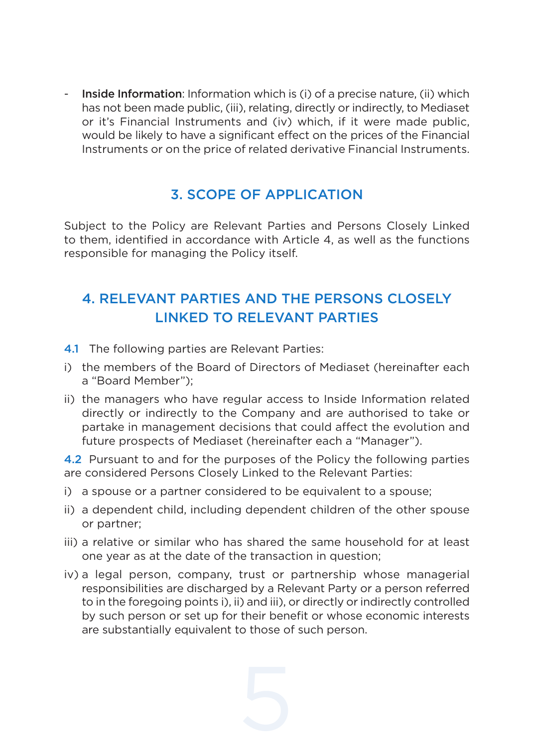- **Inside Information**: Information which is (i) of a precise nature, (ii) which has not been made public, (iii), relating, directly or indirectly, to Mediaset or it's Financial Instruments and (iv) which, if it were made public, would be likely to have a significant effect on the prices of the Financial Instruments or on the price of related derivative Financial Instruments.

## 3. SCOPE OF APPLICATION

Subject to the Policy are Relevant Parties and Persons Closely Linked to them, identified in accordance with Article 4, as well as the functions responsible for managing the Policy itself.

## 4. RELEVANT PARTIES AND THE PERSONS CLOSELY LINKED TO RELEVANT PARTIES

4.1 The following parties are Relevant Parties:

i) the members of the Board of Directors of Mediaset (hereinafter each a "Board Member");

ii) the managers who have regular access to Inside Information related directly or indirectly to the Company and are authorised to take or partake in management decisions that could affect the evolution and future prospects of Mediaset (hereinafter each a "Manager").

4.2 Pursuant to and for the purposes of the Policy the following parties are considered Persons Closely Linked to the Relevant Parties:

i) a spouse or a partner considered to be equivalent to a spouse;

ii) a dependent child, including dependent children of the other spouse or partner;

iii) a relative or similar who has shared the same household for at least one year as at the date of the transaction in question;

iv) a legal person, company, trust or partnership whose managerial responsibilities are discharged by a Relevant Party or a person referred to in the foregoing points i), ii) and iii), or directly or indirectly controlled by such person or set up for their benefit or whose economic interests are substantially equivalent to those of such person.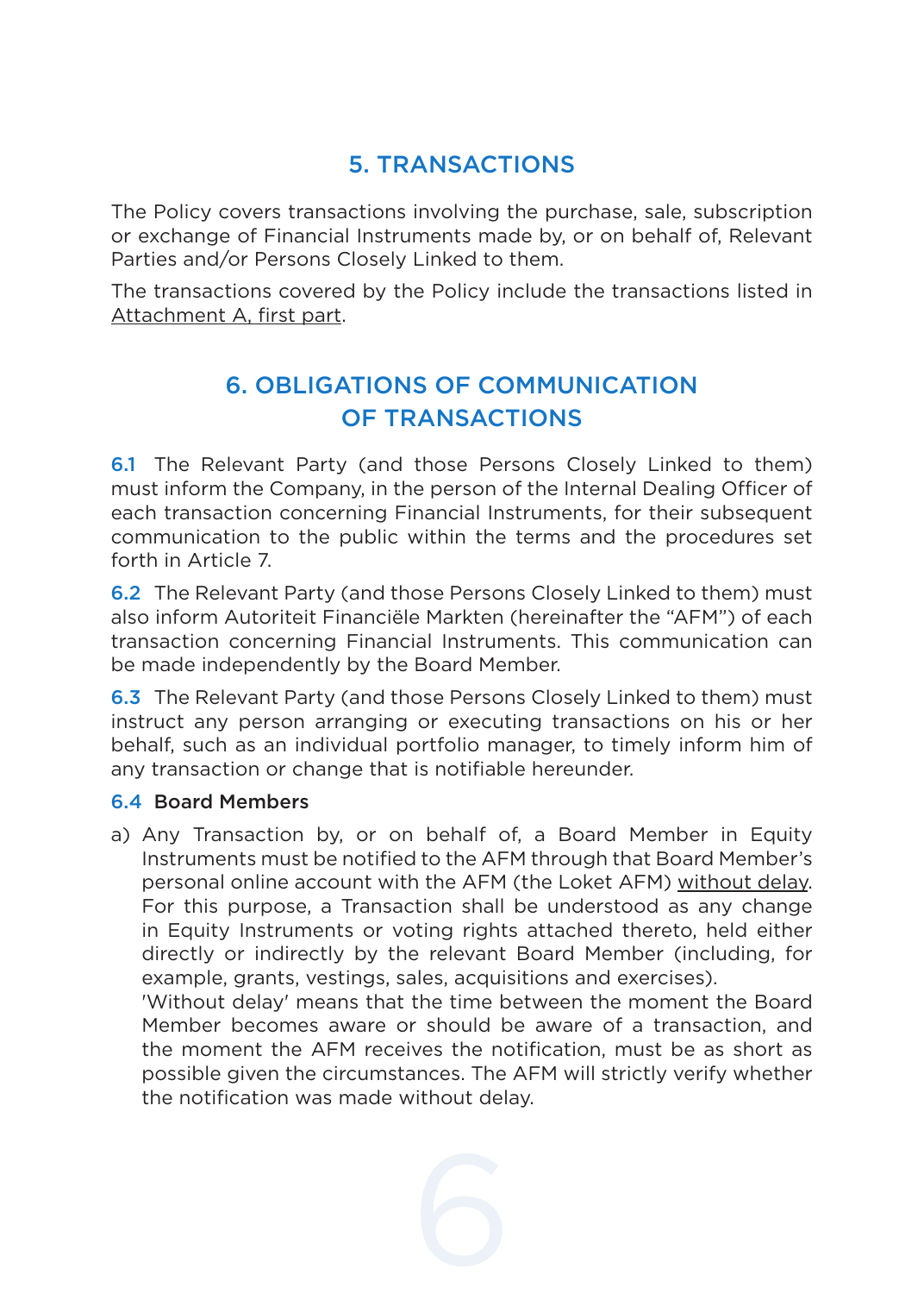## 5. TRANSACTIONS

The Policy covers transactions involving the purchase, sale, subscription or exchange of Financial Instruments made by, or on behalf of, Relevant Parties and/or Persons Closely Linked to them.

The transactions covered by the Policy include the transactions listed in Attachment A, first part.

## 6. OBLIGATIONS OF COMMUNICATION OF TRANSACTIONS

**6.1** The Relevant Party (and those Persons Closely Linked to them) must inform the Company, in the person of the Internal Dealing Officer of each transaction concerning Financial Instruments, for their subsequent communication to the public within the terms and the procedures set forth in Article 7.

**6.2** The Relevant Party (and those Persons Closely Linked to them) must also inform Autoriteit Financiële Markten (hereinafter the "AFM") of each transaction concerning Financial Instruments. This communication can be made independently by the Board Member.

**6.3** The Relevant Party (and those Persons Closely Linked to them) must instruct any person arranging or executing transactions on his or her behalf, such as an individual portfolio manager, to timely inform him of any transaction or change that is notifiable hereunder.

**6.4 Board Members**

a) Any Transaction by, or on behalf of, a Board Member in Equity Instruments must be notified to the AFM through that Board Member's personal online account with the AFM (the Loket AFM) without delay. For this purpose, a Transaction shall be understood as any change in Equity Instruments or voting rights attached thereto, held either directly or indirectly by the relevant Board Member (including, for example, grants, vestings, sales, acquisitions and exercises).
'Without delay' means that the time between the moment the Board Member becomes aware or should be aware of a transaction, and the moment the AFM receives the notification, must be as short as possible given the circumstances. The AFM will strictly verify whether the notification was made without delay.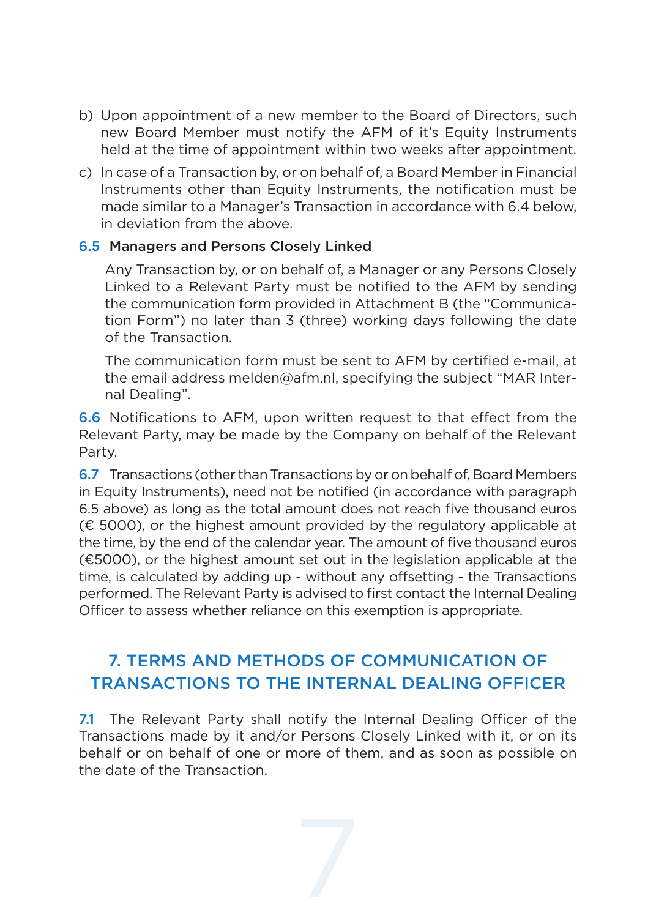b) Upon appointment of a new member to the Board of Directors, such new Board Member must notify the AFM of it's Equity Instruments held at the time of appointment within two weeks after appointment.

c) In case of a Transaction by, or on behalf of, a Board Member in Financial Instruments other than Equity Instruments, the notification must be made similar to a Manager's Transaction in accordance with 6.4 below, in deviation from the above.

**6.5 Managers and Persons Closely Linked**

Any Transaction by, or on behalf of, a Manager or any Persons Closely Linked to a Relevant Party must be notified to the AFM by sending the communication form provided in Attachment B (the "Communication Form") no later than 3 (three) working days following the date of the Transaction.

The communication form must be sent to AFM by certified e-mail, at the email address melden@afm.nl, specifying the subject "MAR Internal Dealing".

**6.6** Notifications to AFM, upon written request to that effect from the Relevant Party, may be made by the Company on behalf of the Relevant Party.

**6.7** Transactions (other than Transactions by or on behalf of, Board Members in Equity Instruments), need not be notified (in accordance with paragraph 6.5 above) as long as the total amount does not reach five thousand euros (€ 5000), or the highest amount provided by the regulatory applicable at the time, by the end of the calendar year. The amount of five thousand euros (€5000), or the highest amount set out in the legislation applicable at the time, is calculated by adding up - without any offsetting - the Transactions performed. The Relevant Party is advised to first contact the Internal Dealing Officer to assess whether reliance on this exemption is appropriate.

## 7. TERMS AND METHODS OF COMMUNICATION OF TRANSACTIONS TO THE INTERNAL DEALING OFFICER

**7.1** The Relevant Party shall notify the Internal Dealing Officer of the Transactions made by it and/or Persons Closely Linked with it, or on its behalf or on behalf of one or more of them, and as soon as possible on the date of the Transaction.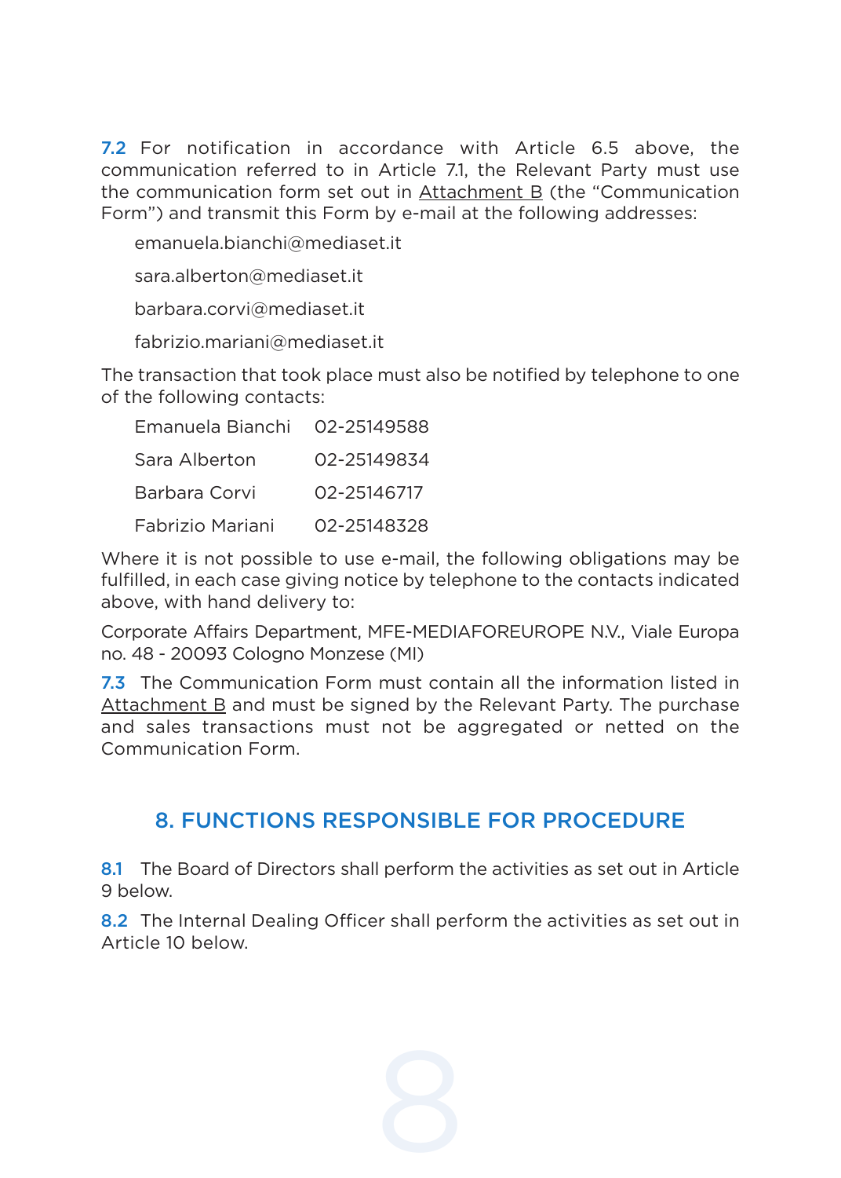**7.2** For notification in accordance with Article 6.5 above, the communication referred to in Article 7.1, the Relevant Party must use the communication form set out in Attachment B (the "Communication Form") and transmit this Form by e-mail at the following addresses:

emanuela.bianchi@mediaset.it

sara.alberton@mediaset.it

barbara.corvi@mediaset.it

fabrizio.mariani@mediaset.it

The transaction that took place must also be notified by telephone to one of the following contacts:

| | |
|---|---|
| Emanuela Bianchi | 02-25149588 |
| Sara Alberton | 02-25149834 |
| Barbara Corvi | 02-25146717 |
| Fabrizio Mariani | 02-25148328 |

Where it is not possible to use e-mail, the following obligations may be fulfilled, in each case giving notice by telephone to the contacts indicated above, with hand delivery to:

Corporate Affairs Department, MFE-MEDIAFOREUROPE N.V., Viale Europa no. 48 - 20093 Cologno Monzese (MI)

**7.3** The Communication Form must contain all the information listed in Attachment B and must be signed by the Relevant Party. The purchase and sales transactions must not be aggregated or netted on the Communication Form.

## 8. FUNCTIONS RESPONSIBLE FOR PROCEDURE

**8.1** The Board of Directors shall perform the activities as set out in Article 9 below.

**8.2** The Internal Dealing Officer shall perform the activities as set out in Article 10 below.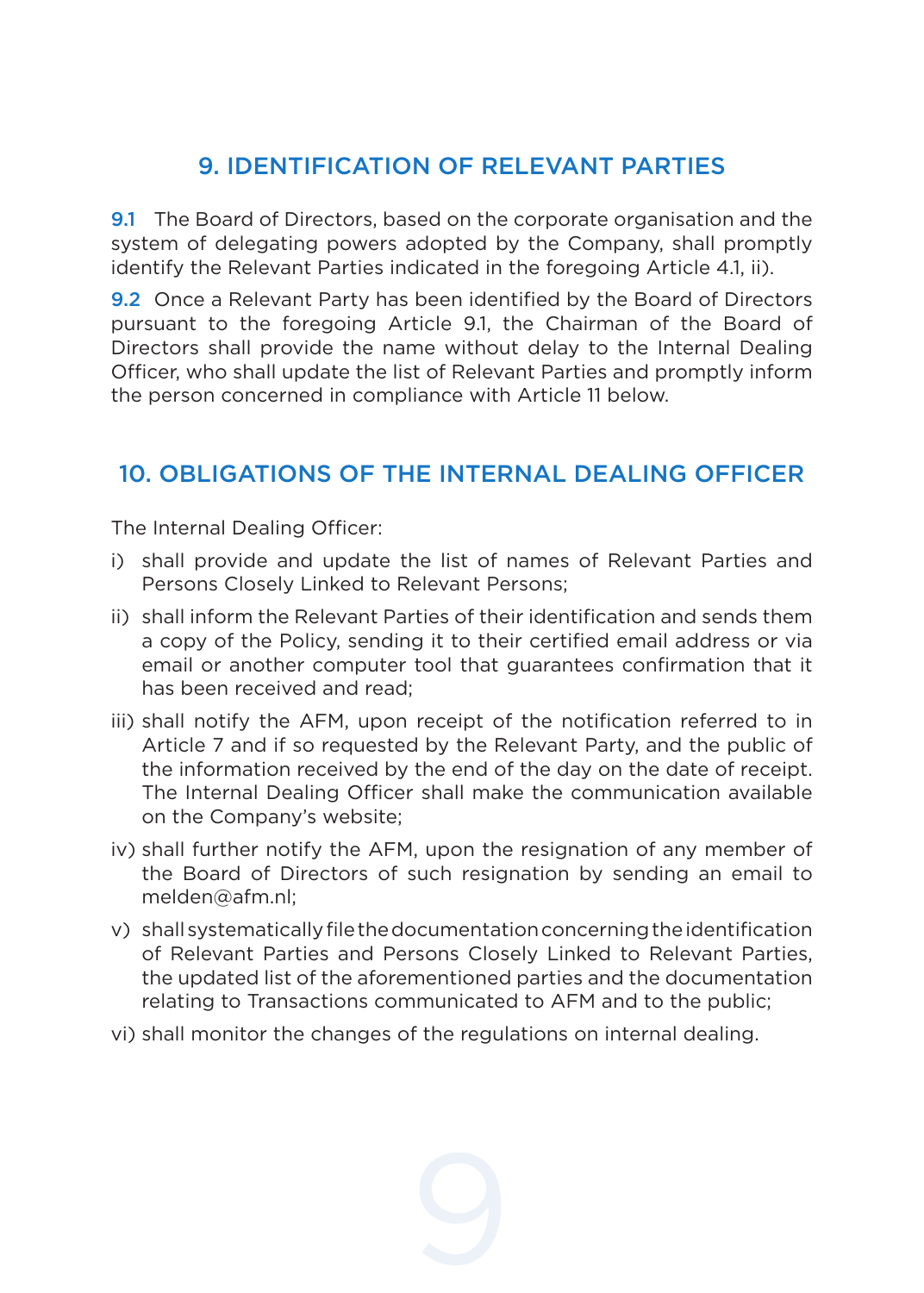## 9. IDENTIFICATION OF RELEVANT PARTIES

**9.1** The Board of Directors, based on the corporate organisation and the system of delegating powers adopted by the Company, shall promptly identify the Relevant Parties indicated in the foregoing Article 4.1, ii).

**9.2** Once a Relevant Party has been identified by the Board of Directors pursuant to the foregoing Article 9.1, the Chairman of the Board of Directors shall provide the name without delay to the Internal Dealing Officer, who shall update the list of Relevant Parties and promptly inform the person concerned in compliance with Article 11 below.

## 10. OBLIGATIONS OF THE INTERNAL DEALING OFFICER

The Internal Dealing Officer:

i) shall provide and update the list of names of Relevant Parties and Persons Closely Linked to Relevant Persons;

ii) shall inform the Relevant Parties of their identification and sends them a copy of the Policy, sending it to their certified email address or via email or another computer tool that guarantees confirmation that it has been received and read;

iii) shall notify the AFM, upon receipt of the notification referred to in Article 7 and if so requested by the Relevant Party, and the public of the information received by the end of the day on the date of receipt. The Internal Dealing Officer shall make the communication available on the Company's website;

iv) shall further notify the AFM, upon the resignation of any member of the Board of Directors of such resignation by sending an email to melden@afm.nl;

v) shall systematically file the documentation concerning the identification of Relevant Parties and Persons Closely Linked to Relevant Parties, the updated list of the aforementioned parties and the documentation relating to Transactions communicated to AFM and to the public;

vi) shall monitor the changes of the regulations on internal dealing.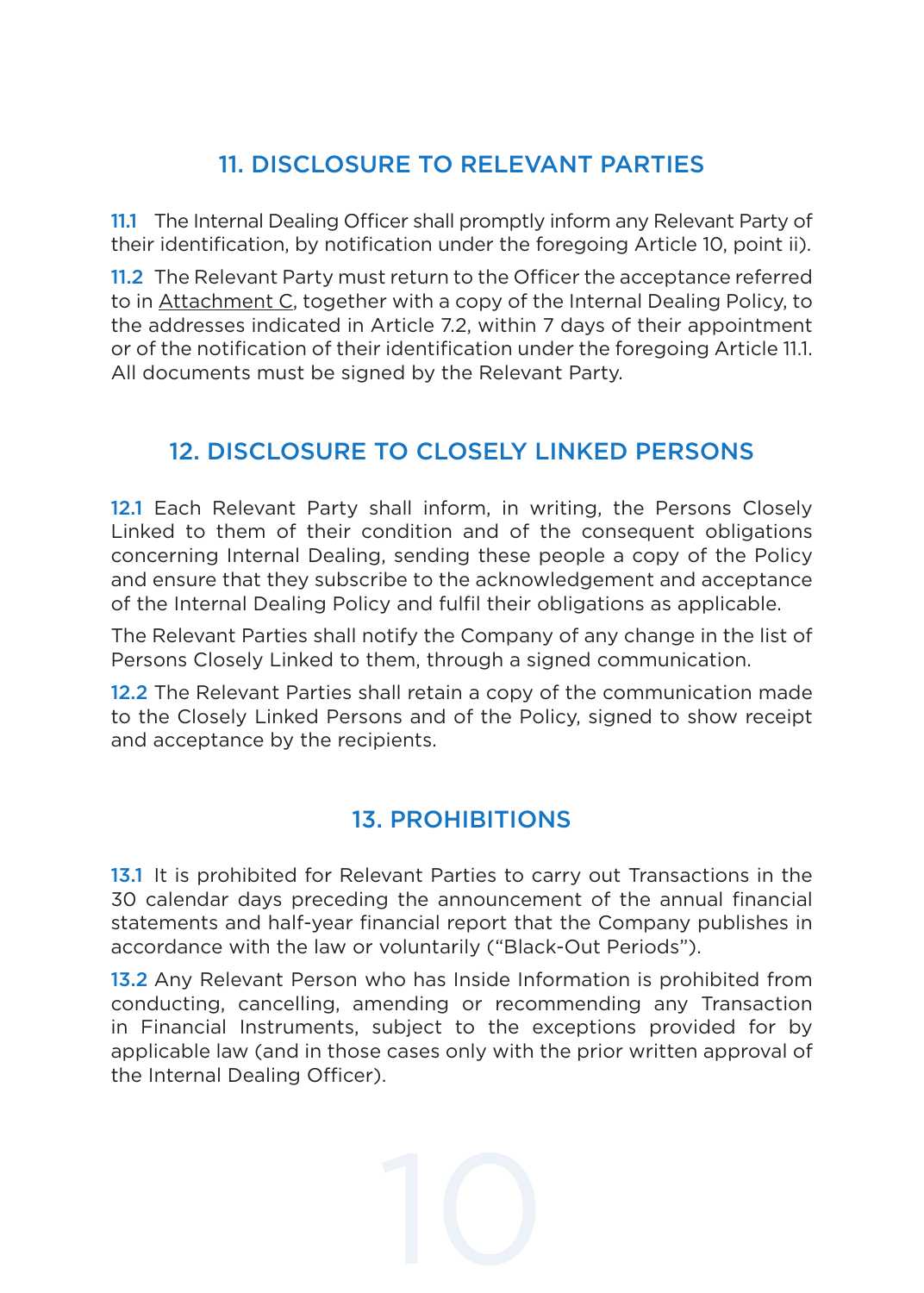## 11. DISCLOSURE TO RELEVANT PARTIES

**11.1** The Internal Dealing Officer shall promptly inform any Relevant Party of their identification, by notification under the foregoing Article 10, point ii).

**11.2** The Relevant Party must return to the Officer the acceptance referred to in Attachment C, together with a copy of the Internal Dealing Policy, to the addresses indicated in Article 7.2, within 7 days of their appointment or of the notification of their identification under the foregoing Article 11.1. All documents must be signed by the Relevant Party.

## 12. DISCLOSURE TO CLOSELY LINKED PERSONS

**12.1** Each Relevant Party shall inform, in writing, the Persons Closely Linked to them of their condition and of the consequent obligations concerning Internal Dealing, sending these people a copy of the Policy and ensure that they subscribe to the acknowledgement and acceptance of the Internal Dealing Policy and fulfil their obligations as applicable.

The Relevant Parties shall notify the Company of any change in the list of Persons Closely Linked to them, through a signed communication.

**12.2** The Relevant Parties shall retain a copy of the communication made to the Closely Linked Persons and of the Policy, signed to show receipt and acceptance by the recipients.

## 13. PROHIBITIONS

**13.1** It is prohibited for Relevant Parties to carry out Transactions in the 30 calendar days preceding the announcement of the annual financial statements and half-year financial report that the Company publishes in accordance with the law or voluntarily ("Black-Out Periods").

**13.2** Any Relevant Person who has Inside Information is prohibited from conducting, cancelling, amending or recommending any Transaction in Financial Instruments, subject to the exceptions provided for by applicable law (and in those cases only with the prior written approval of the Internal Dealing Officer).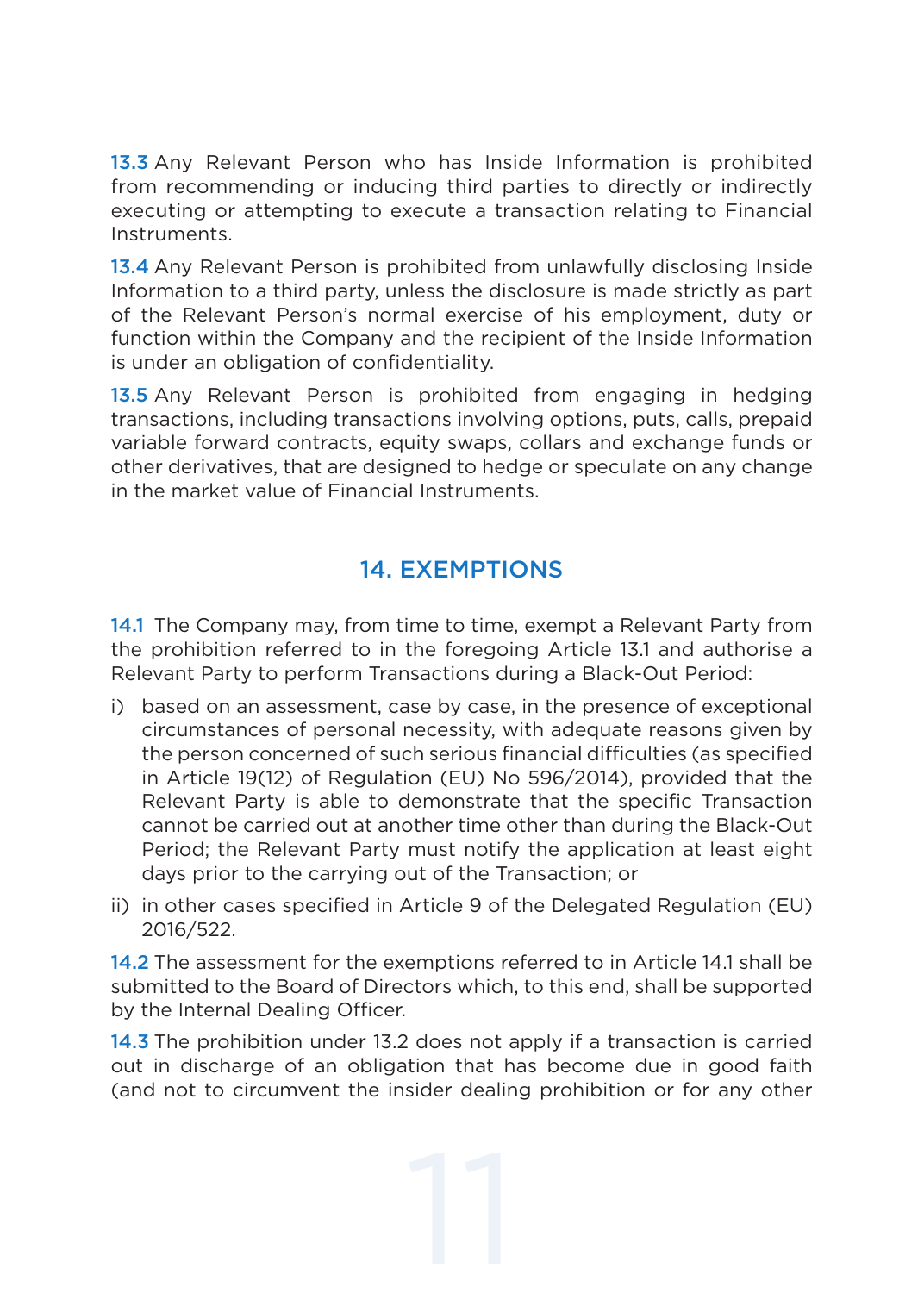**13.3** Any Relevant Person who has Inside Information is prohibited from recommending or inducing third parties to directly or indirectly executing or attempting to execute a transaction relating to Financial Instruments.

**13.4** Any Relevant Person is prohibited from unlawfully disclosing Inside Information to a third party, unless the disclosure is made strictly as part of the Relevant Person's normal exercise of his employment, duty or function within the Company and the recipient of the Inside Information is under an obligation of confidentiality.

**13.5** Any Relevant Person is prohibited from engaging in hedging transactions, including transactions involving options, puts, calls, prepaid variable forward contracts, equity swaps, collars and exchange funds or other derivatives, that are designed to hedge or speculate on any change in the market value of Financial Instruments.

## 14. EXEMPTIONS

**14.1** The Company may, from time to time, exempt a Relevant Party from the prohibition referred to in the foregoing Article 13.1 and authorise a Relevant Party to perform Transactions during a Black-Out Period:

i) based on an assessment, case by case, in the presence of exceptional circumstances of personal necessity, with adequate reasons given by the person concerned of such serious financial difficulties (as specified in Article 19(12) of Regulation (EU) No 596/2014), provided that the Relevant Party is able to demonstrate that the specific Transaction cannot be carried out at another time other than during the Black-Out Period; the Relevant Party must notify the application at least eight days prior to the carrying out of the Transaction; or

ii) in other cases specified in Article 9 of the Delegated Regulation (EU) 2016/522.

**14.2** The assessment for the exemptions referred to in Article 14.1 shall be submitted to the Board of Directors which, to this end, shall be supported by the Internal Dealing Officer.

**14.3** The prohibition under 13.2 does not apply if a transaction is carried out in discharge of an obligation that has become due in good faith (and not to circumvent the insider dealing prohibition or for any other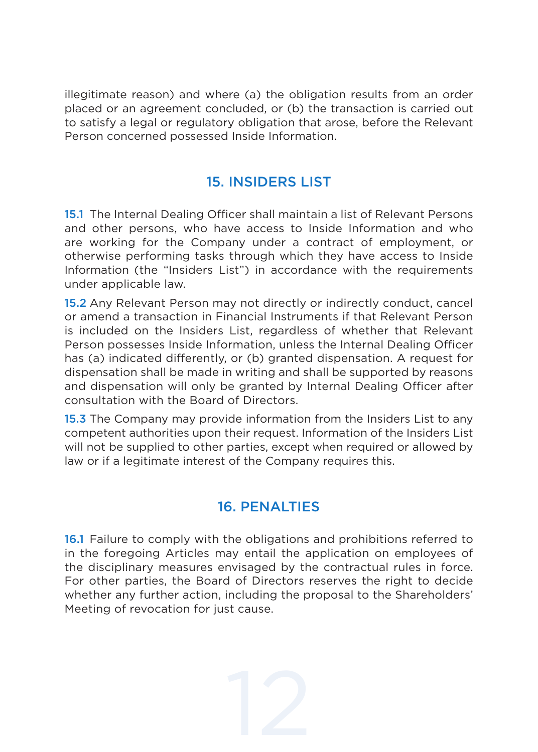illegitimate reason) and where (a) the obligation results from an order placed or an agreement concluded, or (b) the transaction is carried out to satisfy a legal or regulatory obligation that arose, before the Relevant Person concerned possessed Inside Information.

## 15. INSIDERS LIST

15.1 The Internal Dealing Officer shall maintain a list of Relevant Persons and other persons, who have access to Inside Information and who are working for the Company under a contract of employment, or otherwise performing tasks through which they have access to Inside Information (the "Insiders List") in accordance with the requirements under applicable law.

15.2 Any Relevant Person may not directly or indirectly conduct, cancel or amend a transaction in Financial Instruments if that Relevant Person is included on the Insiders List, regardless of whether that Relevant Person possesses Inside Information, unless the Internal Dealing Officer has (a) indicated differently, or (b) granted dispensation. A request for dispensation shall be made in writing and shall be supported by reasons and dispensation will only be granted by Internal Dealing Officer after consultation with the Board of Directors.

15.3 The Company may provide information from the Insiders List to any competent authorities upon their request. Information of the Insiders List will not be supplied to other parties, except when required or allowed by law or if a legitimate interest of the Company requires this.

## 16. PENALTIES

16.1 Failure to comply with the obligations and prohibitions referred to in the foregoing Articles may entail the application on employees of the disciplinary measures envisaged by the contractual rules in force. For other parties, the Board of Directors reserves the right to decide whether any further action, including the proposal to the Shareholders' Meeting of revocation for just cause.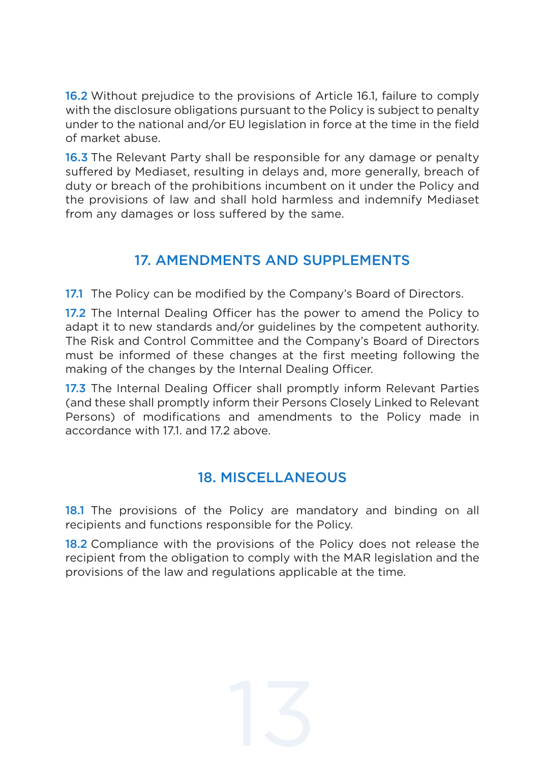**16.2** Without prejudice to the provisions of Article 16.1, failure to comply with the disclosure obligations pursuant to the Policy is subject to penalty under to the national and/or EU legislation in force at the time in the field of market abuse.

**16.3** The Relevant Party shall be responsible for any damage or penalty suffered by Mediaset, resulting in delays and, more generally, breach of duty or breach of the prohibitions incumbent on it under the Policy and the provisions of law and shall hold harmless and indemnify Mediaset from any damages or loss suffered by the same.

## 17. AMENDMENTS AND SUPPLEMENTS

**17.1** The Policy can be modified by the Company's Board of Directors.

**17.2** The Internal Dealing Officer has the power to amend the Policy to adapt it to new standards and/or guidelines by the competent authority. The Risk and Control Committee and the Company's Board of Directors must be informed of these changes at the first meeting following the making of the changes by the Internal Dealing Officer.

**17.3** The Internal Dealing Officer shall promptly inform Relevant Parties (and these shall promptly inform their Persons Closely Linked to Relevant Persons) of modifications and amendments to the Policy made in accordance with 17.1. and 17.2 above.

## 18. MISCELLANEOUS

**18.1** The provisions of the Policy are mandatory and binding on all recipients and functions responsible for the Policy.

**18.2** Compliance with the provisions of the Policy does not release the recipient from the obligation to comply with the MAR legislation and the provisions of the law and regulations applicable at the time.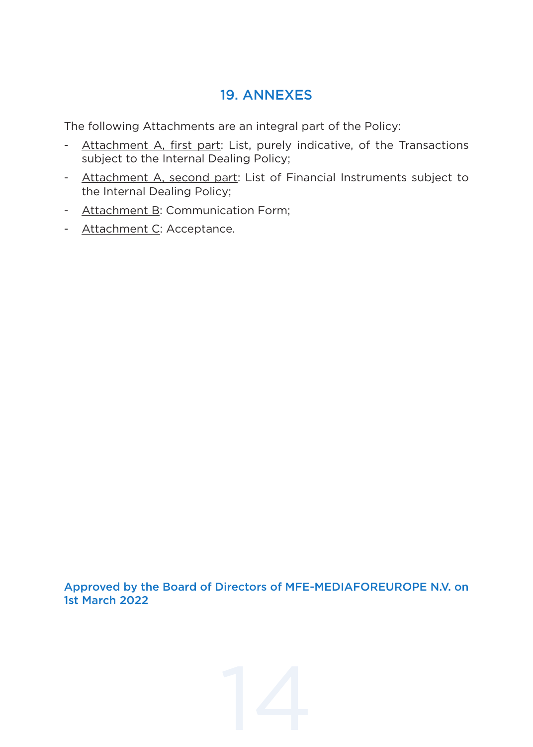## 19. ANNEXES

The following Attachments are an integral part of the Policy:

- Attachment A, first part: List, purely indicative, of the Transactions subject to the Internal Dealing Policy;
- Attachment A, second part: List of Financial Instruments subject to the Internal Dealing Policy;
- Attachment B: Communication Form;
- Attachment C: Acceptance.

**Approved by the Board of Directors of MFE-MEDIAFOREUROPE N.V. on 1st March 2022**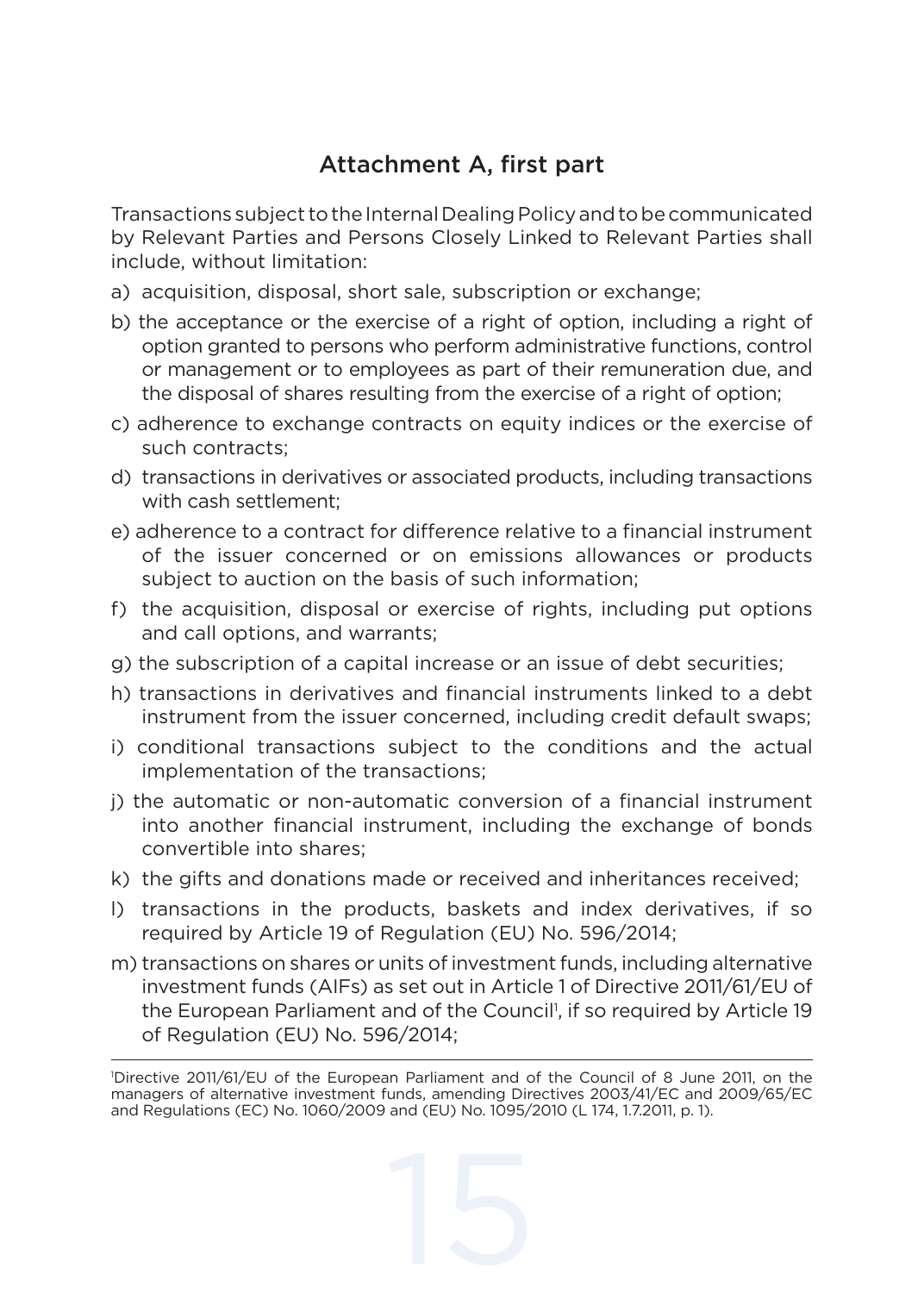## Attachment A, first part

Transactions subject to the Internal Dealing Policy and to be communicated by Relevant Parties and Persons Closely Linked to Relevant Parties shall include, without limitation:

a) acquisition, disposal, short sale, subscription or exchange;

b) the acceptance or the exercise of a right of option, including a right of option granted to persons who perform administrative functions, control or management or to employees as part of their remuneration due, and the disposal of shares resulting from the exercise of a right of option;

c) adherence to exchange contracts on equity indices or the exercise of such contracts;

d) transactions in derivatives or associated products, including transactions with cash settlement;

e) adherence to a contract for difference relative to a financial instrument of the issuer concerned or on emissions allowances or products subject to auction on the basis of such information;

f) the acquisition, disposal or exercise of rights, including put options and call options, and warrants;

g) the subscription of a capital increase or an issue of debt securities;

h) transactions in derivatives and financial instruments linked to a debt instrument from the issuer concerned, including credit default swaps;

i) conditional transactions subject to the conditions and the actual implementation of the transactions;

j) the automatic or non-automatic conversion of a financial instrument into another financial instrument, including the exchange of bonds convertible into shares;

k) the gifts and donations made or received and inheritances received;

l) transactions in the products, baskets and index derivatives, if so required by Article 19 of Regulation (EU) No. 596/2014;

m) transactions on shares or units of investment funds, including alternative investment funds (AIFs) as set out in Article 1 of Directive 2011/61/EU of the European Parliament and of the Council[1], if so required by Article 19 of Regulation (EU) No. 596/2014;

---

[1]Directive 2011/61/EU of the European Parliament and of the Council of 8 June 2011, on the managers of alternative investment funds, amending Directives 2003/41/EC and 2009/65/EC and Regulations (EC) No. 1060/2009 and (EU) No. 1095/2010 (L 174, 1.7.2011, p. 1).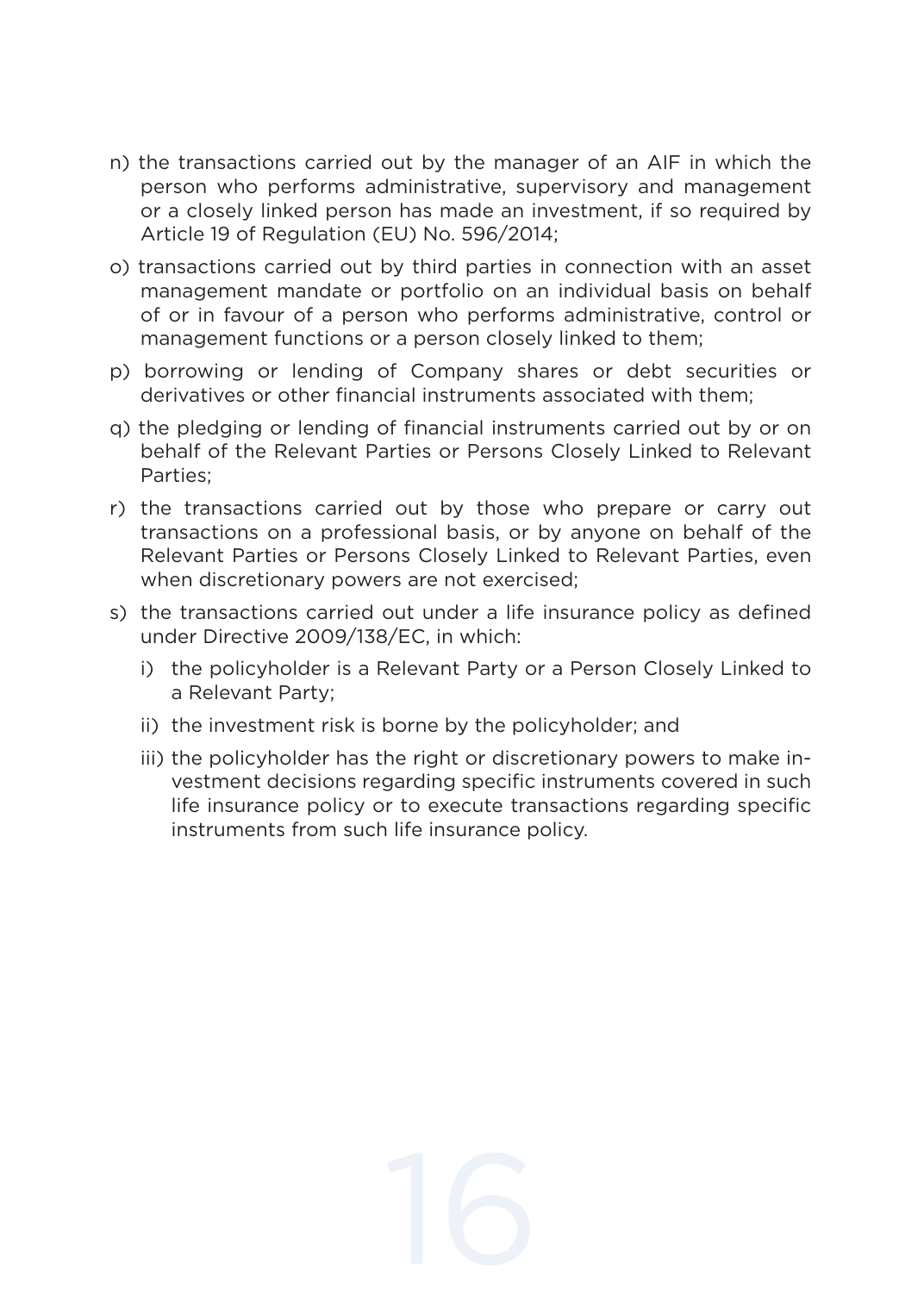n) the transactions carried out by the manager of an AIF in which the person who performs administrative, supervisory and management or a closely linked person has made an investment, if so required by Article 19 of Regulation (EU) No. 596/2014;

o) transactions carried out by third parties in connection with an asset management mandate or portfolio on an individual basis on behalf of or in favour of a person who performs administrative, control or management functions or a person closely linked to them;

p) borrowing or lending of Company shares or debt securities or derivatives or other financial instruments associated with them;

q) the pledging or lending of financial instruments carried out by or on behalf of the Relevant Parties or Persons Closely Linked to Relevant Parties;

r) the transactions carried out by those who prepare or carry out transactions on a professional basis, or by anyone on behalf of the Relevant Parties or Persons Closely Linked to Relevant Parties, even when discretionary powers are not exercised;

s) the transactions carried out under a life insurance policy as defined under Directive 2009/138/EC, in which:

   i) the policyholder is a Relevant Party or a Person Closely Linked to a Relevant Party;

   ii) the investment risk is borne by the policyholder; and

   iii) the policyholder has the right or discretionary powers to make investment decisions regarding specific instruments covered in such life insurance policy or to execute transactions regarding specific instruments from such life insurance policy.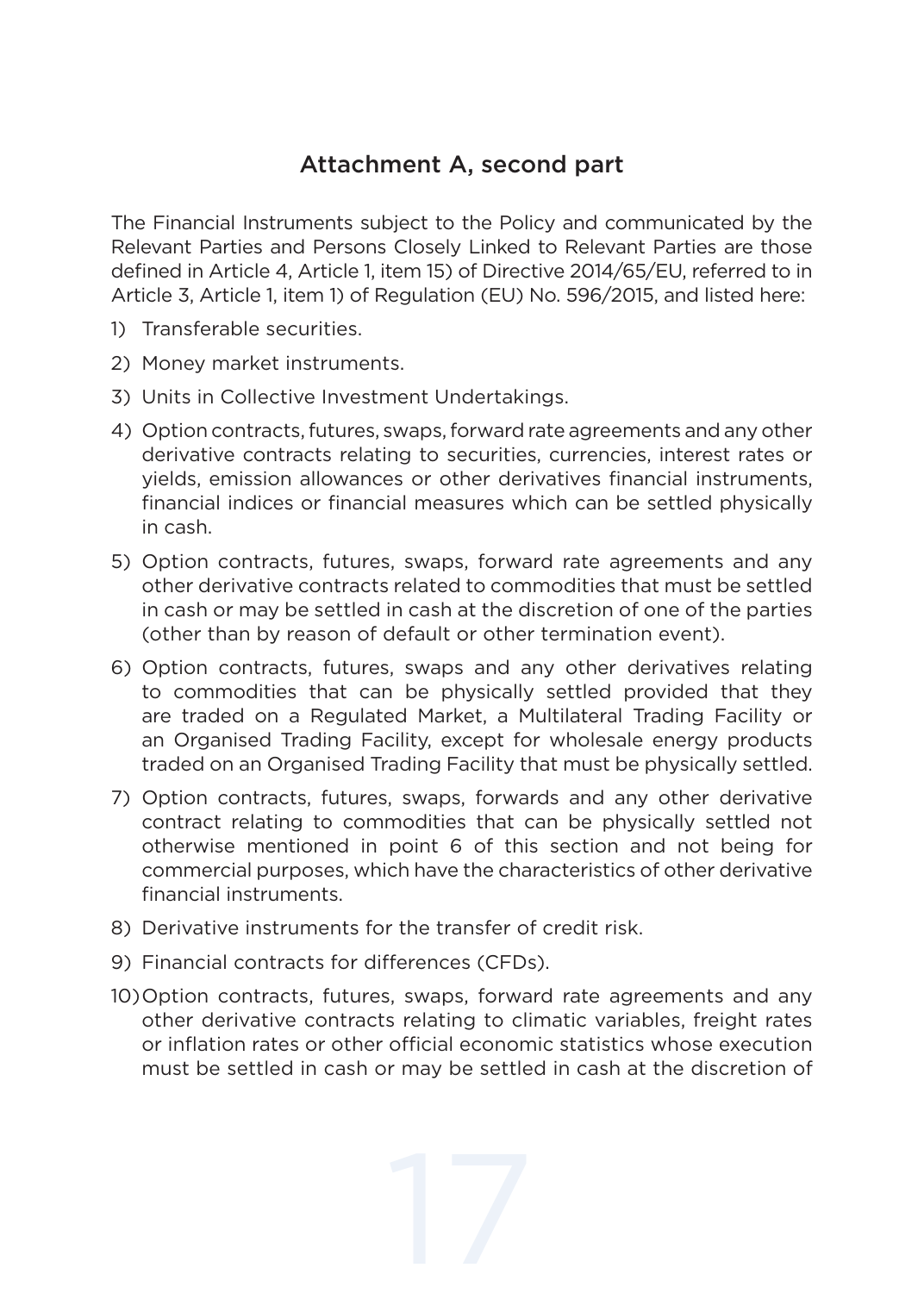## Attachment A, second part

The Financial Instruments subject to the Policy and communicated by the Relevant Parties and Persons Closely Linked to Relevant Parties are those defined in Article 4, Article 1, item 15) of Directive 2014/65/EU, referred to in Article 3, Article 1, item 1) of Regulation (EU) No. 596/2015, and listed here:

1) Transferable securities.
2) Money market instruments.
3) Units in Collective Investment Undertakings.
4) Option contracts, futures, swaps, forward rate agreements and any other derivative contracts relating to securities, currencies, interest rates or yields, emission allowances or other derivatives financial instruments, financial indices or financial measures which can be settled physically in cash.
5) Option contracts, futures, swaps, forward rate agreements and any other derivative contracts related to commodities that must be settled in cash or may be settled in cash at the discretion of one of the parties (other than by reason of default or other termination event).
6) Option contracts, futures, swaps and any other derivatives relating to commodities that can be physically settled provided that they are traded on a Regulated Market, a Multilateral Trading Facility or an Organised Trading Facility, except for wholesale energy products traded on an Organised Trading Facility that must be physically settled.
7) Option contracts, futures, swaps, forwards and any other derivative contract relating to commodities that can be physically settled not otherwise mentioned in point 6 of this section and not being for commercial purposes, which have the characteristics of other derivative financial instruments.
8) Derivative instruments for the transfer of credit risk.
9) Financial contracts for differences (CFDs).
10) Option contracts, futures, swaps, forward rate agreements and any other derivative contracts relating to climatic variables, freight rates or inflation rates or other official economic statistics whose execution must be settled in cash or may be settled in cash at the discretion of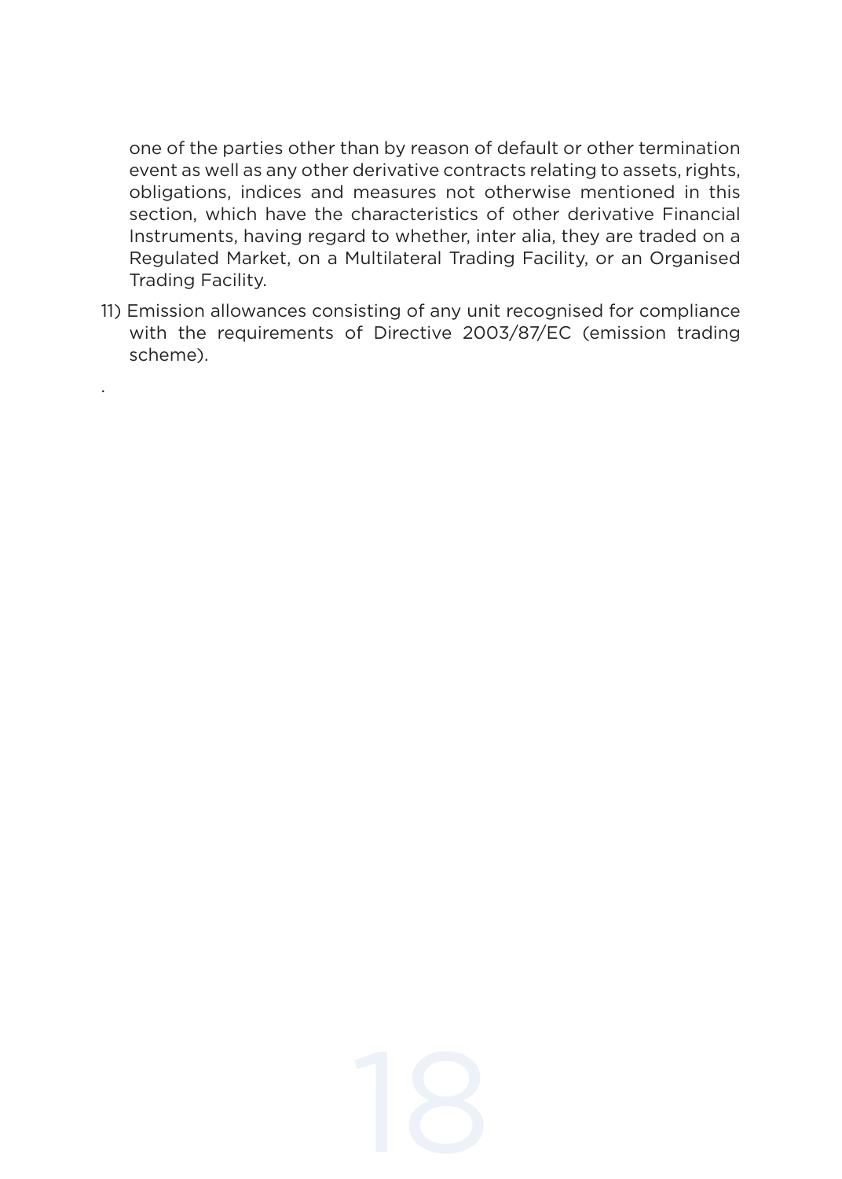one of the parties other than by reason of default or other termination event as well as any other derivative contracts relating to assets, rights, obligations, indices and measures not otherwise mentioned in this section, which have the characteristics of other derivative Financial Instruments, having regard to whether, inter alia, they are traded on a Regulated Market, on a Multilateral Trading Facility, or an Organised Trading Facility.

11) Emission allowances consisting of any unit recognised for compliance with the requirements of Directive 2003/87/EC (emission trading scheme).

.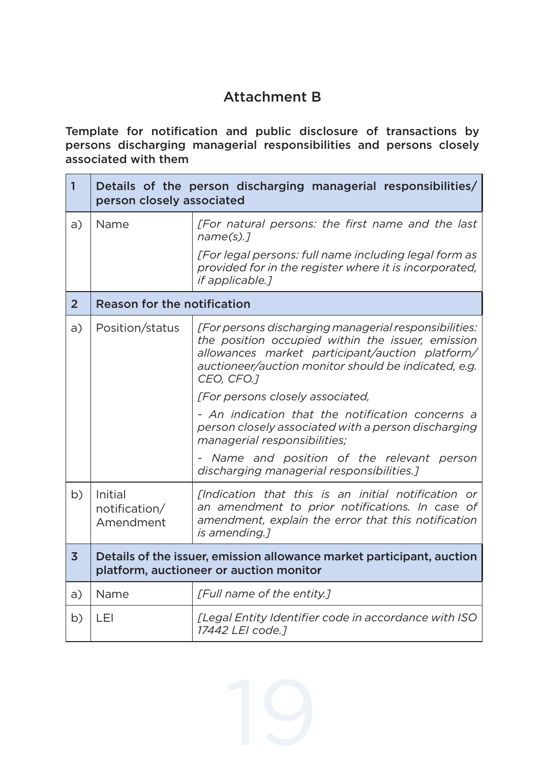# Attachment B

**Template for notification and public disclosure of transactions by persons discharging managerial responsibilities and persons closely associated with them**

| | | |
|---|---|---|
| **1** | **Details of the person discharging managerial responsibilities/ person closely associated** | |
| a) | Name | *[For natural persons: the first name and the last name(s).]*<br><br>*[For legal persons: full name including legal form as provided for in the register where it is incorporated, if applicable.]* |
| **2** | **Reason for the notification** | |
| a) | Position/status | *[For persons discharging managerial responsibilities: the position occupied within the issuer, emission allowances market participant/auction platform/ auctioneer/auction monitor should be indicated, e.g. CEO, CFO.]*<br><br>*[For persons closely associated,*<br><br>*- An indication that the notification concerns a person closely associated with a person discharging managerial responsibilities;*<br><br>*- Name and position of the relevant person discharging managerial responsibilities.]* |
| b) | Initial notification/ Amendment | *[Indication that this is an initial notification or an amendment to prior notifications. In case of amendment, explain the error that this notification is amending.]* |
| **3** | **Details of the issuer, emission allowance market participant, auction platform, auctioneer or auction monitor** | |
| a) | Name | *[Full name of the entity.]* |
| b) | LEI | *[Legal Entity Identifier code in accordance with ISO 17442 LEI code.]* |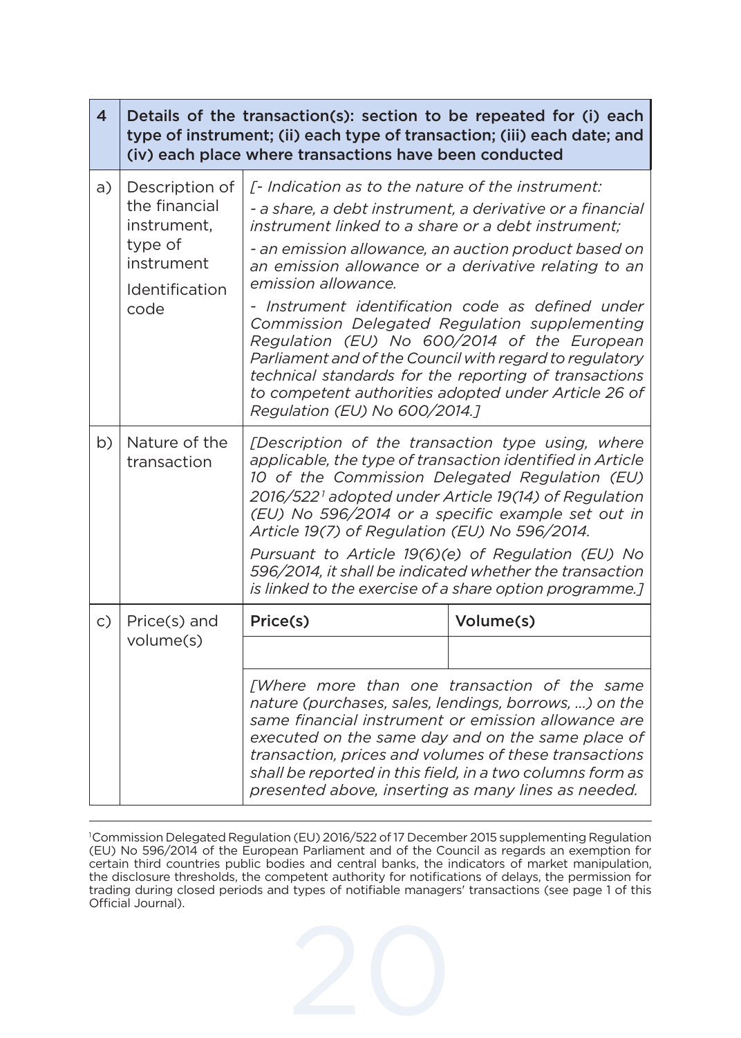| 4 | Details of the transaction(s): section to be repeated for (i) each type of instrument; (ii) each type of transaction; (iii) each date; and (iv) each place where transactions have been conducted | |
|---|---|---|
| a) | Description of the financial instrument, type of instrument Identification code | *[- Indication as to the nature of the instrument:*<br>*- a share, a debt instrument, a derivative or a financial instrument linked to a share or a debt instrument;*<br>*- an emission allowance, an auction product based on an emission allowance or a derivative relating to an emission allowance.*<br>*- Instrument identification code as defined under Commission Delegated Regulation supplementing Regulation (EU) No 600/2014 of the European Parliament and of the Council with regard to regulatory technical standards for the reporting of transactions to competent authorities adopted under Article 26 of Regulation (EU) No 600/2014.]* |
| b) | Nature of the transaction | *[Description of the transaction type using, where applicable, the type of transaction identified in Article 10 of the Commission Delegated Regulation (EU) 2016/522*[1] *adopted under Article 19(14) of Regulation (EU) No 596/2014 or a specific example set out in Article 19(7) of Regulation (EU) No 596/2014.*<br>*Pursuant to Article 19(6)(e) of Regulation (EU) No 596/2014, it shall be indicated whether the transaction is linked to the exercise of a share option programme.]* |
| c) | Price(s) and volume(s) | **Price(s)** \| **Volume(s)**<br><br>*[Where more than one transaction of the same nature (purchases, sales, lendings, borrows, …) on the same financial instrument or emission allowance are executed on the same day and on the same place of transaction, prices and volumes of these transactions shall be reported in this field, in a two columns form as presented above, inserting as many lines as needed.* |

[1]Commission Delegated Regulation (EU) 2016/522 of 17 December 2015 supplementing Regulation (EU) No 596/2014 of the European Parliament and of the Council as regards an exemption for certain third countries public bodies and central banks, the indicators of market manipulation, the disclosure thresholds, the competent authority for notifications of delays, the permission for trading during closed periods and types of notifiable managers' transactions (see page 1 of this Official Journal).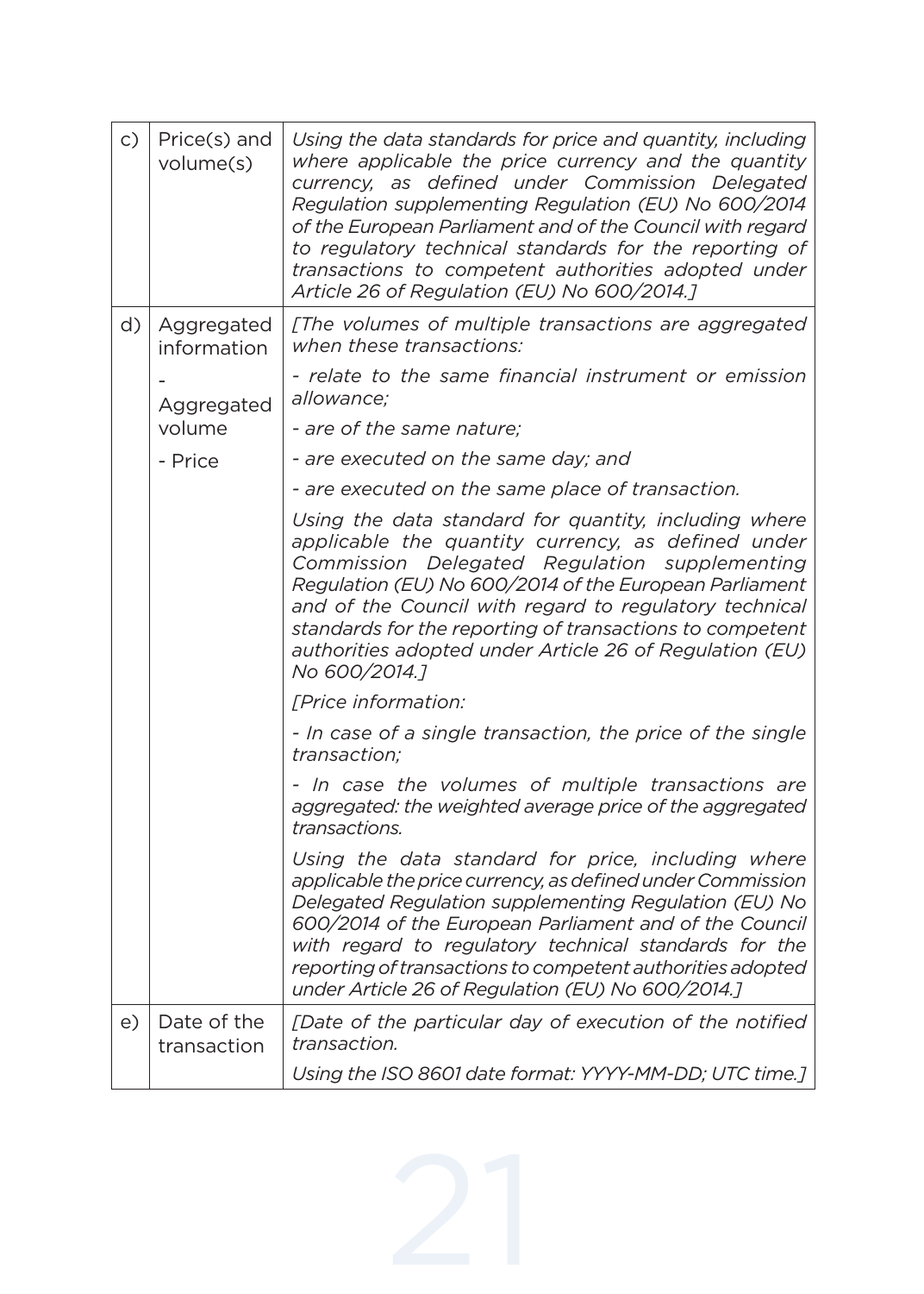| | | |
|---|---|---|
| c) | Price(s) and volume(s) | *Using the data standards for price and quantity, including where applicable the price currency and the quantity currency, as defined under Commission Delegated Regulation supplementing Regulation (EU) No 600/2014 of the European Parliament and of the Council with regard to regulatory technical standards for the reporting of transactions to competent authorities adopted under Article 26 of Regulation (EU) No 600/2014.]* |
| d) | Aggregated information<br><br>- Aggregated volume<br><br>- Price | *[The volumes of multiple transactions are aggregated when these transactions:*<br><br>*- relate to the same financial instrument or emission allowance;*<br><br>*- are of the same nature;*<br><br>*- are executed on the same day; and*<br><br>*- are executed on the same place of transaction.*<br><br>*Using the data standard for quantity, including where applicable the quantity currency, as defined under Commission Delegated Regulation supplementing Regulation (EU) No 600/2014 of the European Parliament and of the Council with regard to regulatory technical standards for the reporting of transactions to competent authorities adopted under Article 26 of Regulation (EU) No 600/2014.]*<br><br>*[Price information:*<br><br>*- In case of a single transaction, the price of the single transaction;*<br><br>*- In case the volumes of multiple transactions are aggregated: the weighted average price of the aggregated transactions.*<br><br>*Using the data standard for price, including where applicable the price currency, as defined under Commission Delegated Regulation supplementing Regulation (EU) No 600/2014 of the European Parliament and of the Council with regard to regulatory technical standards for the reporting of transactions to competent authorities adopted under Article 26 of Regulation (EU) No 600/2014.]* |
| e) | Date of the transaction | *[Date of the particular day of execution of the notified transaction.*<br><br>*Using the ISO 8601 date format: YYYY-MM-DD; UTC time.]* |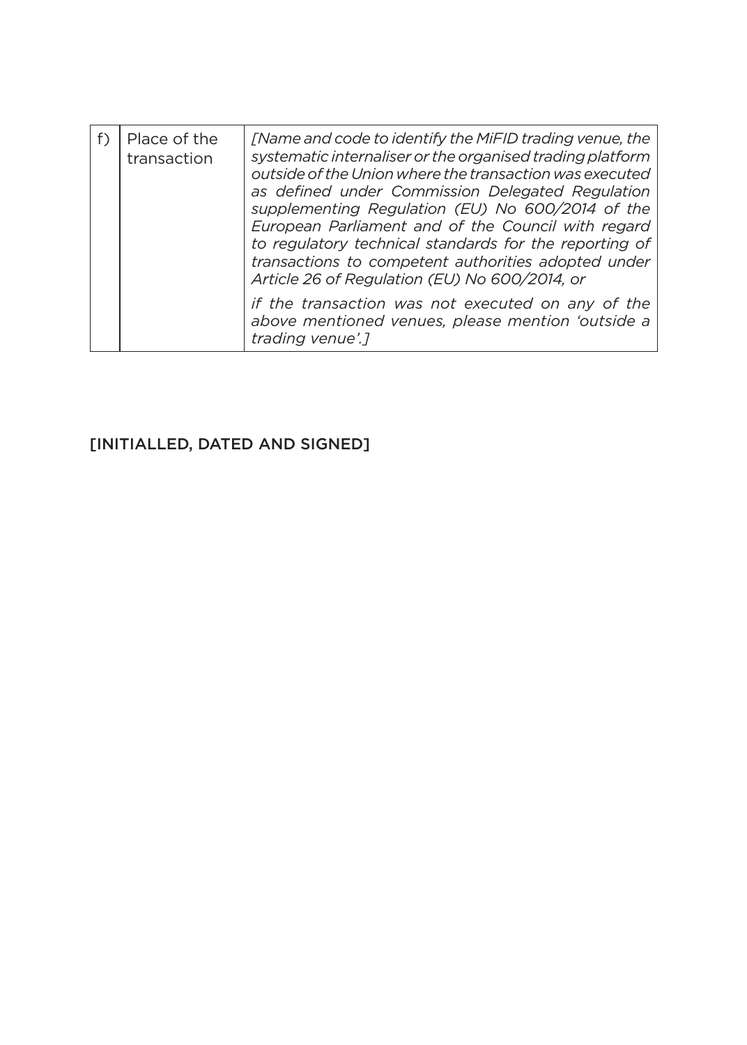| f) | Place of the transaction | *[Name and code to identify the MiFID trading venue, the systematic internaliser or the organised trading platform outside of the Union where the transaction was executed as defined under Commission Delegated Regulation supplementing Regulation (EU) No 600/2014 of the European Parliament and of the Council with regard to regulatory technical standards for the reporting of transactions to competent authorities adopted under Article 26 of Regulation (EU) No 600/2014, or*<br><br>*if the transaction was not executed on any of the above mentioned venues, please mention 'outside a trading venue'.]* |
|---|---|---|

[INITIALLED, DATED AND SIGNED]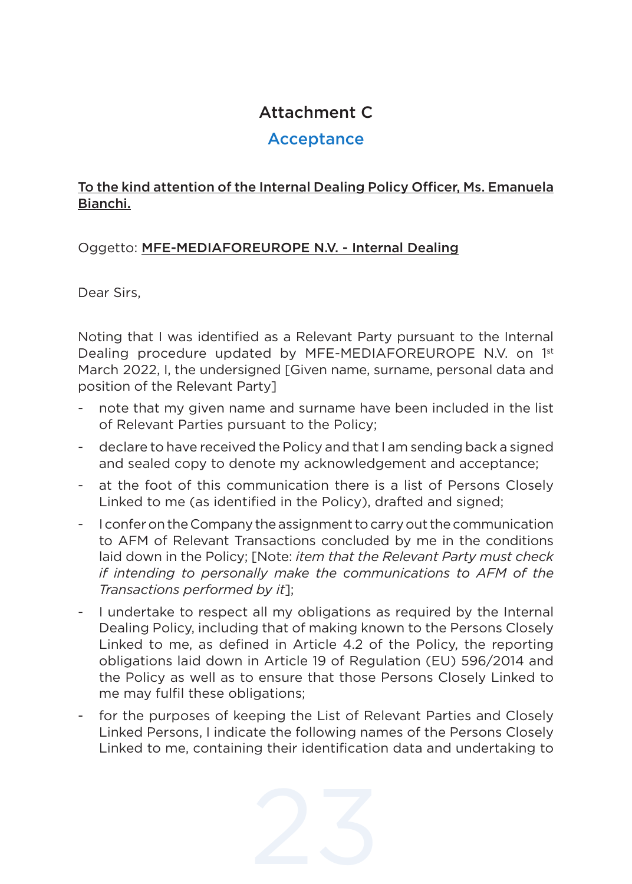# Attachment C

## Acceptance

<u>To the kind attention of the Internal Dealing Policy Officer, Ms. Emanuela Bianchi.</u>

Oggetto: <u>MFE-MEDIAFOREUROPE N.V. - Internal Dealing</u>

Dear Sirs,

Noting that I was identified as a Relevant Party pursuant to the Internal Dealing procedure updated by MFE-MEDIAFOREUROPE N.V. on 1st March 2022, I, the undersigned [Given name, surname, personal data and position of the Relevant Party]

- note that my given name and surname have been included in the list of Relevant Parties pursuant to the Policy;
- declare to have received the Policy and that I am sending back a signed and sealed copy to denote my acknowledgement and acceptance;
- at the foot of this communication there is a list of Persons Closely Linked to me (as identified in the Policy), drafted and signed;
- I confer on the Company the assignment to carry out the communication to AFM of Relevant Transactions concluded by me in the conditions laid down in the Policy; [Note: *item that the Relevant Party must check if intending to personally make the communications to AFM of the Transactions performed by it*];
- I undertake to respect all my obligations as required by the Internal Dealing Policy, including that of making known to the Persons Closely Linked to me, as defined in Article 4.2 of the Policy, the reporting obligations laid down in Article 19 of Regulation (EU) 596/2014 and the Policy as well as to ensure that those Persons Closely Linked to me may fulfil these obligations;
- for the purposes of keeping the List of Relevant Parties and Closely Linked Persons, I indicate the following names of the Persons Closely Linked to me, containing their identification data and undertaking to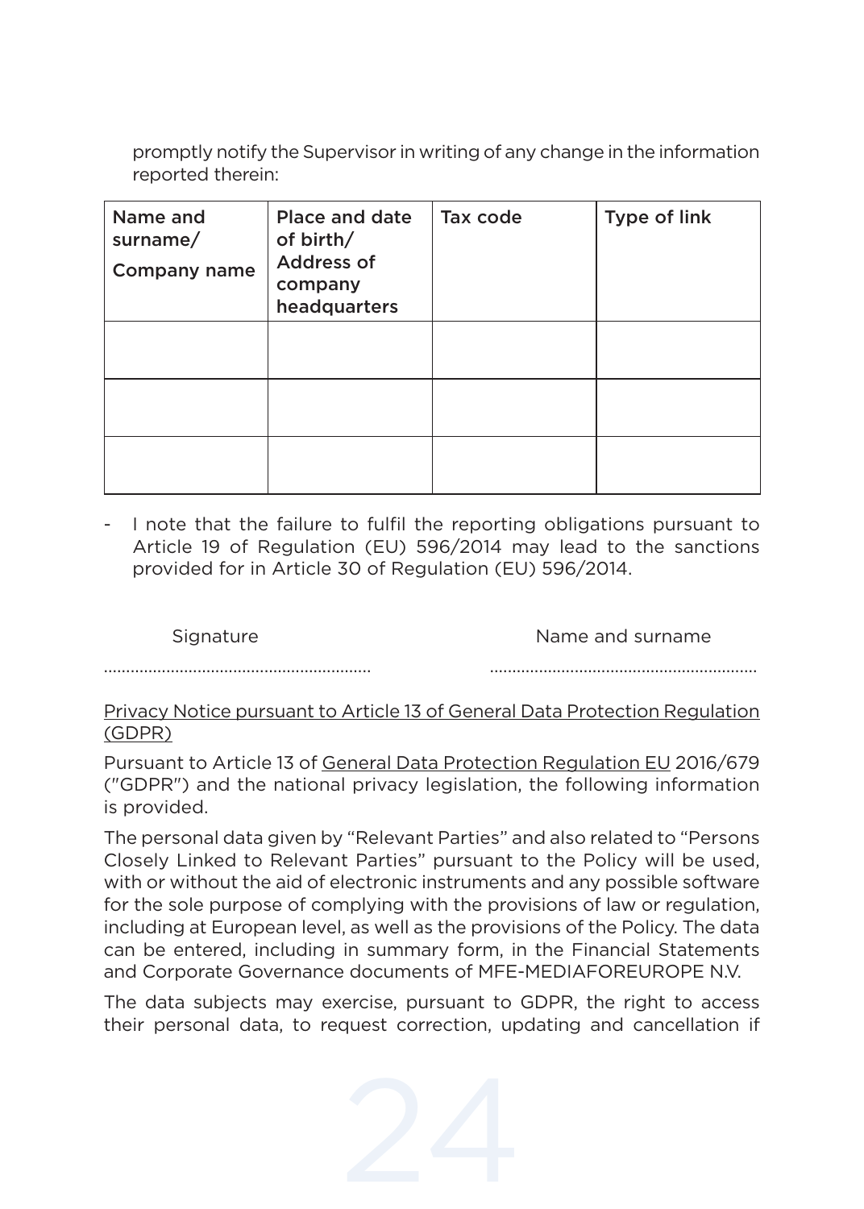promptly notify the Supervisor in writing of any change in the information reported therein:

| Name and surname/ Company name | Place and date of birth/ Address of company headquarters | Tax code | Type of link |
|---|---|---|---|
| | | | |
| | | | |
| | | | |

- I note that the failure to fulfil the reporting obligations pursuant to Article 19 of Regulation (EU) 596/2014 may lead to the sanctions provided for in Article 30 of Regulation (EU) 596/2014.

Signature ..........................................................

Name and surname ..........................................................

<u>Privacy Notice pursuant to Article 13 of General Data Protection Regulation (GDPR)</u>

Pursuant to Article 13 of <u>General Data Protection Regulation EU</u> 2016/679 ("GDPR") and the national privacy legislation, the following information is provided.

The personal data given by "Relevant Parties" and also related to "Persons Closely Linked to Relevant Parties" pursuant to the Policy will be used, with or without the aid of electronic instruments and any possible software for the sole purpose of complying with the provisions of law or regulation, including at European level, as well as the provisions of the Policy. The data can be entered, including in summary form, in the Financial Statements and Corporate Governance documents of MFE-MEDIAFOREUROPE N.V.

The data subjects may exercise, pursuant to GDPR, the right to access their personal data, to request correction, updating and cancellation if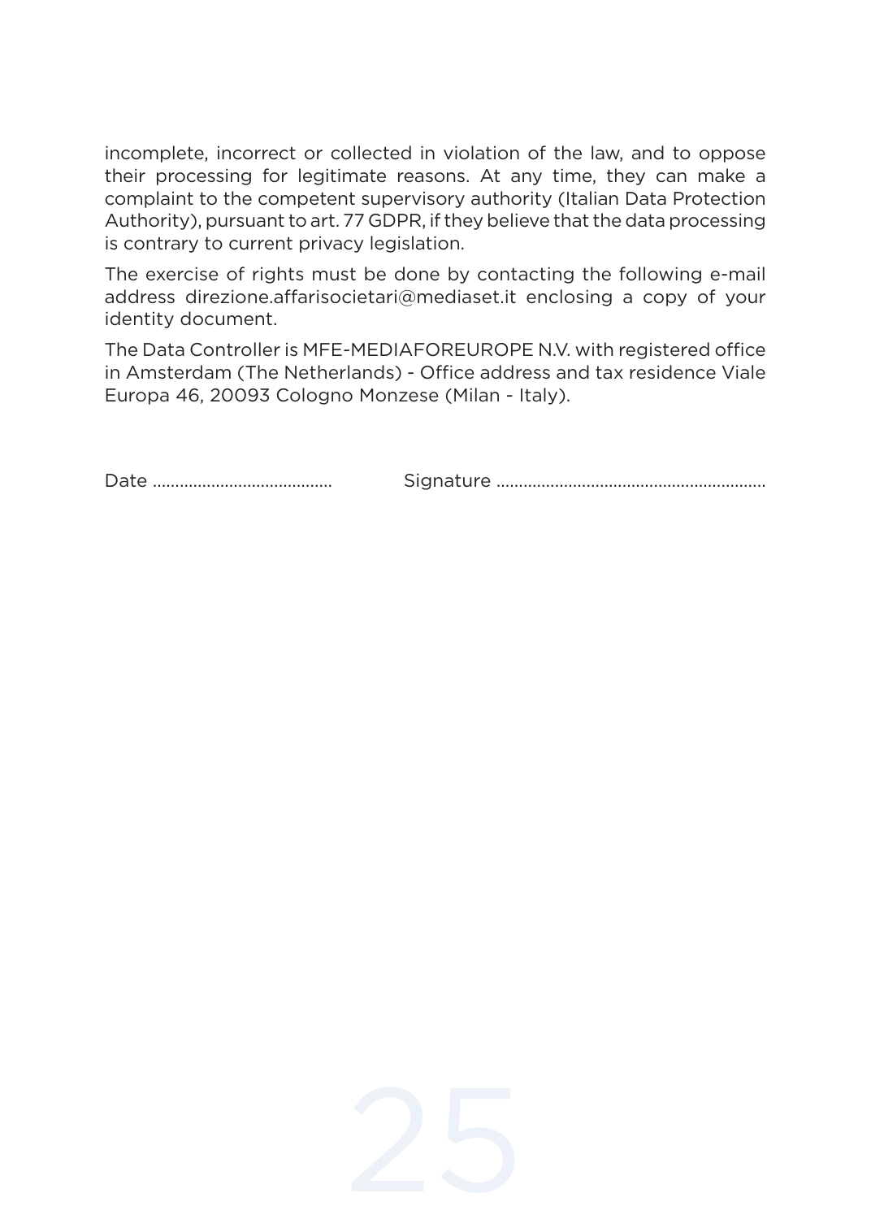incomplete, incorrect or collected in violation of the law, and to oppose their processing for legitimate reasons. At any time, they can make a complaint to the competent supervisory authority (Italian Data Protection Authority), pursuant to art. 77 GDPR, if they believe that the data processing is contrary to current privacy legislation.

The exercise of rights must be done by contacting the following e-mail address direzione.affarisocietari@mediaset.it enclosing a copy of your identity document.

The Data Controller is MFE-MEDIAFOREUROPE N.V. with registered office in Amsterdam (The Netherlands) - Office address and tax residence Viale Europa 46, 20093 Cologno Monzese (Milan - Italy).

Date ........................................ Signature ............................................................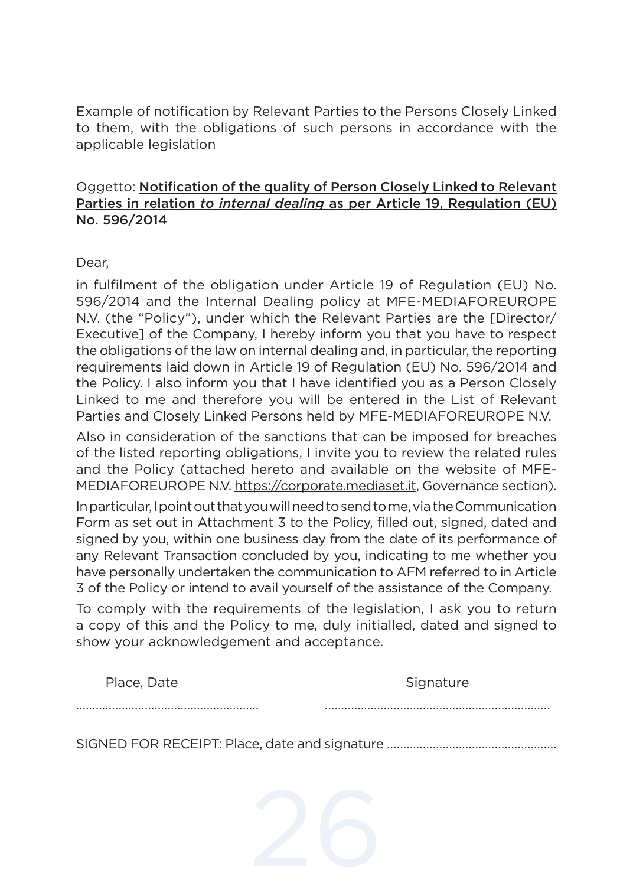Example of notification by Relevant Parties to the Persons Closely Linked to them, with the obligations of such persons in accordance with the applicable legislation

Oggetto: **Notification of the quality of Person Closely Linked to Relevant Parties in relation *to internal dealing* as per Article 19, Regulation (EU) No. 596/2014**

Dear,

in fulfilment of the obligation under Article 19 of Regulation (EU) No. 596/2014 and the Internal Dealing policy at MFE-MEDIAFOREUROPE N.V. (the "Policy"), under which the Relevant Parties are the [Director/ Executive] of the Company, I hereby inform you that you have to respect the obligations of the law on internal dealing and, in particular, the reporting requirements laid down in Article 19 of Regulation (EU) No. 596/2014 and the Policy. I also inform you that I have identified you as a Person Closely Linked to me and therefore you will be entered in the List of Relevant Parties and Closely Linked Persons held by MFE-MEDIAFOREUROPE N.V.

Also in consideration of the sanctions that can be imposed for breaches of the listed reporting obligations, I invite you to review the related rules and the Policy (attached hereto and available on the website of MFE-MEDIAFOREUROPE N.V. https://corporate.mediaset.it, Governance section).

In particular, I point out that you will need to send to me, via the Communication Form as set out in Attachment 3 to the Policy, filled out, signed, dated and signed by you, within one business day from the date of its performance of any Relevant Transaction concluded by you, indicating to me whether you have personally undertaken the communication to AFM referred to in Article 3 of the Policy or intend to avail yourself of the assistance of the Company.

To comply with the requirements of the legislation, I ask you to return a copy of this and the Policy to me, duly initialled, dated and signed to show your acknowledgement and acceptance.

Place, Date ........................................................

Signature ........................................................

SIGNED FOR RECEIPT: Place, date and signature ........................................................